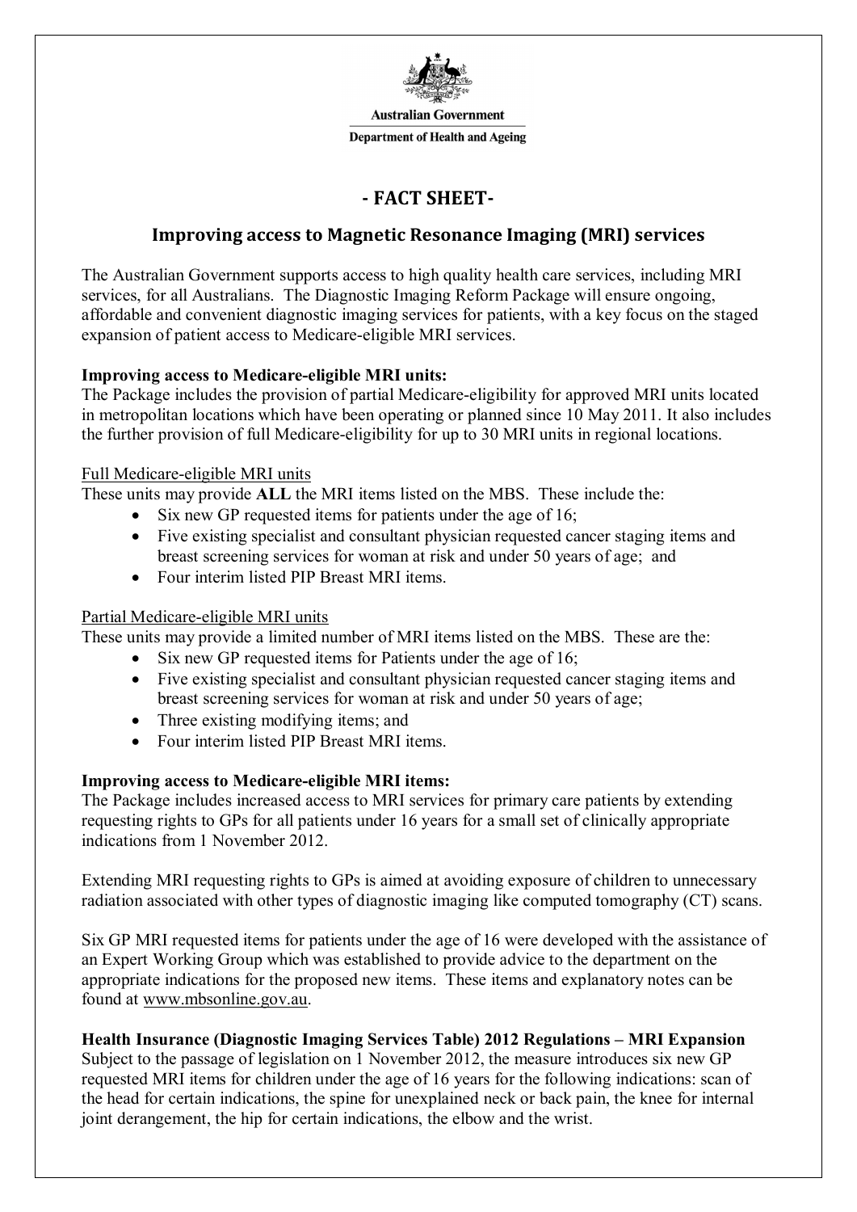Australian Government

Department of Health and Ageing

# - FACT SHEET-

## Improving access to Magnetic Resonance Imaging (MRI) services

The Australian Government supports access to high quality health care services, including MRI services, for all Australians. The Diagnostic Imaging Reform Package will ensure ongoing, affordable and convenient diagnostic imaging services for patients, with a key focus on the staged expansion of patient access to Medicare-eligible MRI services.

**Improving access to Medicare-eligible MRI units:**
The Package includes the provision of partial Medicare-eligibility for approved MRI units located in metropolitan locations which have been operating or planned since 10 May 2011. It also includes the further provision of full Medicare-eligibility for up to 30 MRI units in regional locations.

<u>Full Medicare-eligible MRI units</u>
These units may provide **ALL** the MRI items listed on the MBS. These include the:

- Six new GP requested items for patients under the age of 16;
- Five existing specialist and consultant physician requested cancer staging items and breast screening services for woman at risk and under 50 years of age; and
- Four interim listed PIP Breast MRI items.

<u>Partial Medicare-eligible MRI units</u>
These units may provide a limited number of MRI items listed on the MBS. These are the:

- Six new GP requested items for Patients under the age of 16;
- Five existing specialist and consultant physician requested cancer staging items and breast screening services for woman at risk and under 50 years of age;
- Three existing modifying items; and
- Four interim listed PIP Breast MRI items.

**Improving access to Medicare-eligible MRI items:**
The Package includes increased access to MRI services for primary care patients by extending requesting rights to GPs for all patients under 16 years for a small set of clinically appropriate indications from 1 November 2012.

Extending MRI requesting rights to GPs is aimed at avoiding exposure of children to unnecessary radiation associated with other types of diagnostic imaging like computed tomography (CT) scans.

Six GP MRI requested items for patients under the age of 16 were developed with the assistance of an Expert Working Group which was established to provide advice to the department on the appropriate indications for the proposed new items. These items and explanatory notes can be found at www.mbsonline.gov.au.

**Health Insurance (Diagnostic Imaging Services Table) 2012 Regulations – MRI Expansion**
Subject to the passage of legislation on 1 November 2012, the measure introduces six new GP requested MRI items for children under the age of 16 years for the following indications: scan of the head for certain indications, the spine for unexplained neck or back pain, the knee for internal joint derangement, the hip for certain indications, the elbow and the wrist.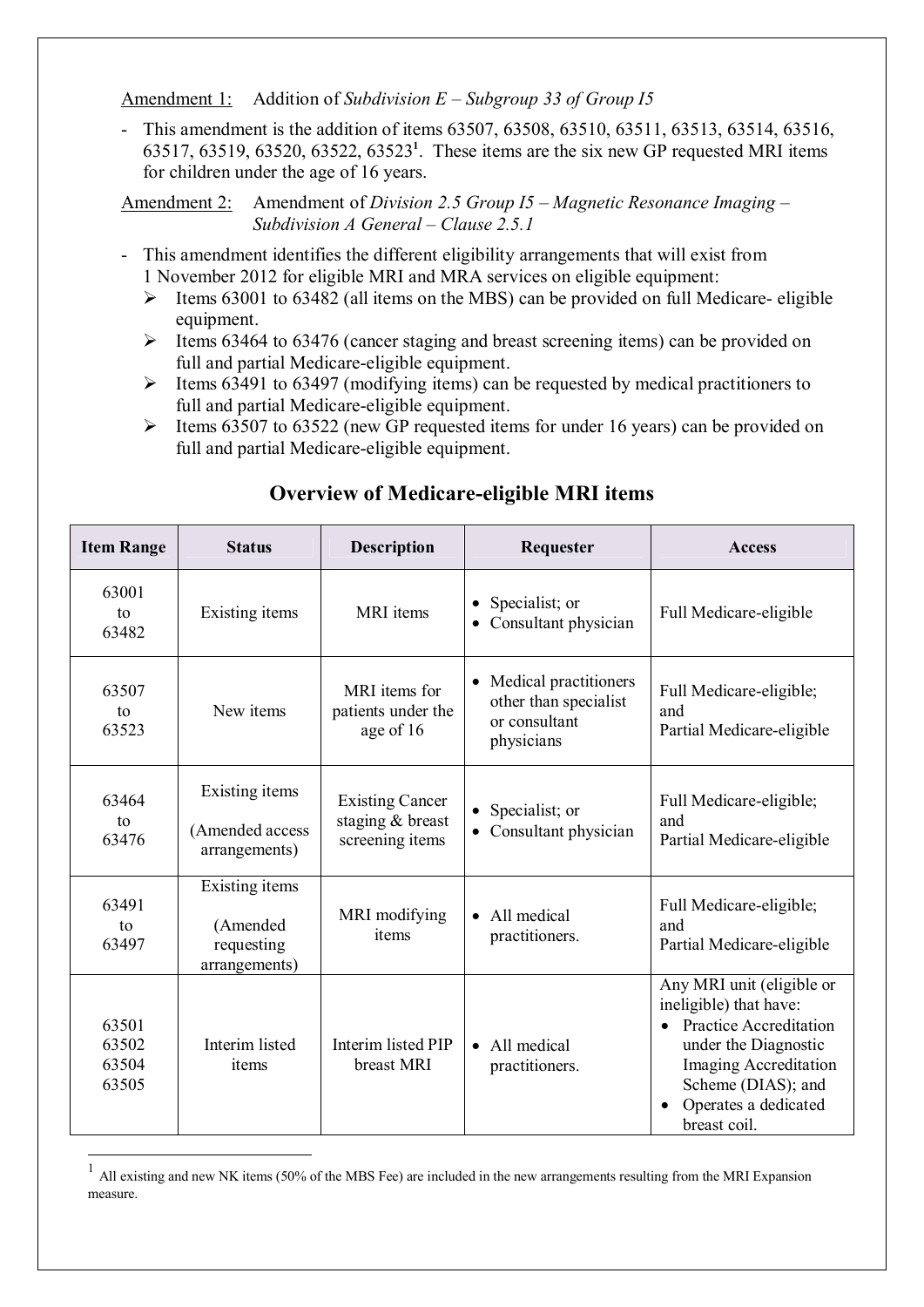Amendment 1: Addition of *Subdivision E – Subgroup 33 of Group I5*

- This amendment is the addition of items 63507, 63508, 63510, 63511, 63513, 63514, 63516, 63517, 63519, 63520, 63522, 63523[1]. These items are the six new GP requested MRI items for children under the age of 16 years.

Amendment 2: Amendment of *Division 2.5 Group I5 – Magnetic Resonance Imaging – Subdivision A General – Clause 2.5.1*

- This amendment identifies the different eligibility arrangements that will exist from 1 November 2012 for eligible MRI and MRA services on eligible equipment:
  - Items 63001 to 63482 (all items on the MBS) can be provided on full Medicare- eligible equipment.
  - Items 63464 to 63476 (cancer staging and breast screening items) can be provided on full and partial Medicare-eligible equipment.
  - Items 63491 to 63497 (modifying items) can be requested by medical practitioners to full and partial Medicare-eligible equipment.
  - Items 63507 to 63522 (new GP requested items for under 16 years) can be provided on full and partial Medicare-eligible equipment.

## Overview of Medicare-eligible MRI items

| Item Range | Status | Description | Requester | Access |
|---|---|---|---|---|
| 63001 to 63482 | Existing items | MRI items | • Specialist; or<br>• Consultant physician | Full Medicare-eligible |
| 63507 to 63523 | New items | MRI items for patients under the age of 16 | • Medical practitioners other than specialist or consultant physicians | Full Medicare-eligible; and Partial Medicare-eligible |
| 63464 to 63476 | Existing items (Amended access arrangements) | Existing Cancer staging & breast screening items | • Specialist; or<br>• Consultant physician | Full Medicare-eligible; and Partial Medicare-eligible |
| 63491 to 63497 | Existing items (Amended requesting arrangements) | MRI modifying items | • All medical practitioners. | Full Medicare-eligible; and Partial Medicare-eligible |
| 63501<br>63502<br>63504<br>63505 | Interim listed items | Interim listed PIP breast MRI | • All medical practitioners. | Any MRI unit (eligible or ineligible) that have:<br>• Practice Accreditation under the Diagnostic Imaging Accreditation Scheme (DIAS); and<br>• Operates a dedicated breast coil. |

[1] All existing and new NK items (50% of the MBS Fee) are included in the new arrangements resulting from the MRI Expansion measure.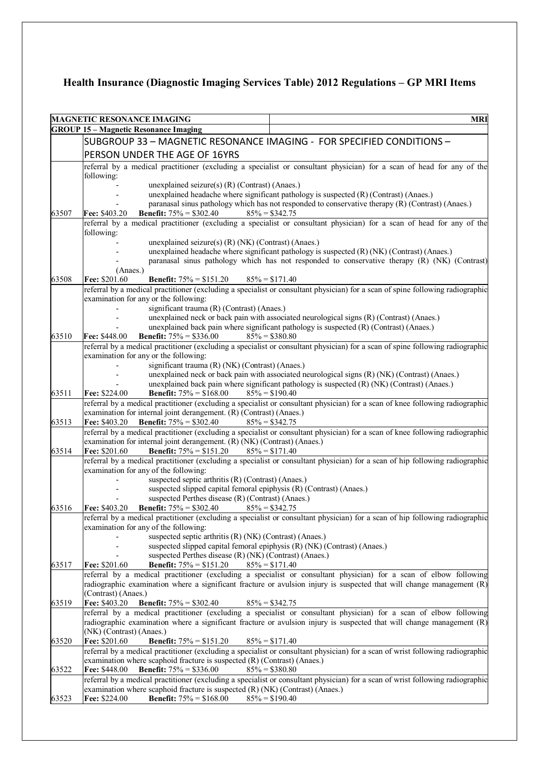# Health Insurance (Diagnostic Imaging Services Table) 2012 Regulations – GP MRI Items

| MAGNETIC RESONANCE IMAGING | MRI |
|---|---|
| **GROUP 15 – Magnetic Resonance Imaging** | |

## SUBGROUP 33 – MAGNETIC RESONANCE IMAGING - FOR SPECIFIED CONDITIONS – PERSON UNDER THE AGE OF 16YRS

| Item | Description |
|---|---|
| 63507 | referral by a medical practitioner (excluding a specialist or consultant physician) for a scan of head for any of the following:<br>- unexplained seizure(s) (R) (Contrast) (Anaes.)<br>- unexplained headache where significant pathology is suspected (R) (Contrast) (Anaes.)<br>- paranasal sinus pathology which has not responded to conservative therapy (R) (Contrast) (Anaes.)<br>**Fee:** $403.20 **Benefit:** 75% = $302.40 85% = $342.75 |
| 63508 | referral by a medical practitioner (excluding a specialist or consultant physician) for a scan of head for any of the following:<br>- unexplained seizure(s) (R) (NK) (Contrast) (Anaes.)<br>- unexplained headache where significant pathology is suspected (R) (NK) (Contrast) (Anaes.)<br>- paranasal sinus pathology which has not responded to conservative therapy (R) (NK) (Contrast) (Anaes.)<br>**Fee:** $201.60 **Benefit:** 75% = $151.20 85% = $171.40 |
| 63510 | referral by a medical practitioner (excluding a specialist or consultant physician) for a scan of spine following radiographic examination for any or the following:<br>- significant trauma (R) (Contrast) (Anaes.)<br>- unexplained neck or back pain with associated neurological signs (R) (Contrast) (Anaes.)<br>- unexplained back pain where significant pathology is suspected (R) (Contrast) (Anaes.)<br>**Fee:** $448.00 **Benefit:** 75% = $336.00 85% = $380.80 |
| 63511 | referral by a medical practitioner (excluding a specialist or consultant physician) for a scan of spine following radiographic examination for any or the following:<br>- significant trauma (R) (NK) (Contrast) (Anaes.)<br>- unexplained neck or back pain with associated neurological signs (R) (NK) (Contrast) (Anaes.)<br>- unexplained back pain where significant pathology is suspected (R) (NK) (Contrast) (Anaes.)<br>**Fee:** $224.00 **Benefit:** 75% = $168.00 85% = $190.40 |
| 63513 | referral by a medical practitioner (excluding a specialist or consultant physician) for a scan of knee following radiographic examination for internal joint derangement. (R) (Contrast) (Anaes.)<br>**Fee:** $403.20 **Benefit:** 75% = $302.40 85% = $342.75 |
| 63514 | referral by a medical practitioner (excluding a specialist or consultant physician) for a scan of knee following radiographic examination for internal joint derangement. (R) (NK) (Contrast) (Anaes.)<br>**Fee:** $201.60 **Benefit:** 75% = $151.20 85% = $171.40 |
| 63516 | referral by a medical practitioner (excluding a specialist or consultant physician) for a scan of hip following radiographic examination for any of the following:<br>- suspected septic arthritis (R) (Contrast) (Anaes.)<br>- suspected slipped capital femoral epiphysis (R) (Contrast) (Anaes.)<br>- suspected Perthes disease (R) (Contrast) (Anaes.)<br>**Fee:** $403.20 **Benefit:** 75% = $302.40 85% = $342.75 |
| 63517 | referral by a medical practitioner (excluding a specialist or consultant physician) for a scan of hip following radiographic examination for any of the following:<br>- suspected septic arthritis (R) (NK) (Contrast) (Anaes.)<br>- suspected slipped capital femoral epiphysis (R) (NK) (Contrast) (Anaes.)<br>- suspected Perthes disease (R) (NK) (Contrast) (Anaes.)<br>**Fee:** $201.60 **Benefit:** 75% = $151.20 85% = $171.40 |
| 63519 | referral by a medical practitioner (excluding a specialist or consultant physician) for a scan of elbow following radiographic examination where a significant fracture or avulsion injury is suspected that will change management (R) (Contrast) (Anaes.)<br>**Fee:** $403.20 **Benefit:** 75% = $302.40 85% = $342.75 |
| 63520 | referral by a medical practitioner (excluding a specialist or consultant physician) for a scan of elbow following radiographic examination where a significant fracture or avulsion injury is suspected that will change management (R) (NK) (Contrast) (Anaes.)<br>**Fee:** $201.60 **Benefit:** 75% = $151.20 85% = $171.40 |
| 63522 | referral by a medical practitioner (excluding a specialist or consultant physician) for a scan of wrist following radiographic examination where scaphoid fracture is suspected (R) (Contrast) (Anaes.)<br>**Fee:** $448.00 **Benefit:** 75% = $336.00 85% = $380.80 |
| 63523 | referral by a medical practitioner (excluding a specialist or consultant physician) for a scan of wrist following radiographic examination where scaphoid fracture is suspected (R) (NK) (Contrast) (Anaes.)<br>**Fee:** $224.00 **Benefit:** 75% = $168.00 85% = $190.40 |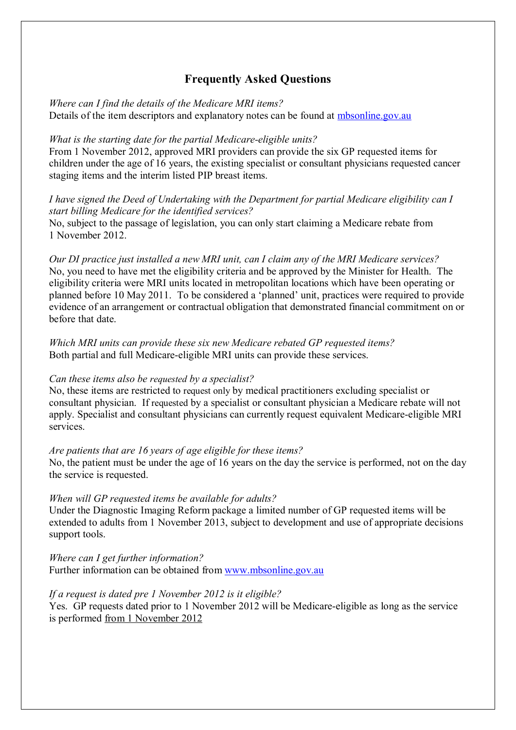# Frequently Asked Questions

*Where can I find the details of the Medicare MRI items?*
Details of the item descriptors and explanatory notes can be found at [mbsonline.gov.au](mbsonline.gov.au)

*What is the starting date for the partial Medicare-eligible units?*
From 1 November 2012, approved MRI providers can provide the six GP requested items for children under the age of 16 years, the existing specialist or consultant physicians requested cancer staging items and the interim listed PIP breast items.

*I have signed the Deed of Undertaking with the Department for partial Medicare eligibility can I start billing Medicare for the identified services?*
No, subject to the passage of legislation, you can only start claiming a Medicare rebate from 1 November 2012.

*Our DI practice just installed a new MRI unit, can I claim any of the MRI Medicare services?*
No, you need to have met the eligibility criteria and be approved by the Minister for Health. The eligibility criteria were MRI units located in metropolitan locations which have been operating or planned before 10 May 2011. To be considered a 'planned' unit, practices were required to provide evidence of an arrangement or contractual obligation that demonstrated financial commitment on or before that date.

*Which MRI units can provide these six new Medicare rebated GP requested items?*
Both partial and full Medicare-eligible MRI units can provide these services.

*Can these items also be requested by a specialist?*
No, these items are restricted to request only by medical practitioners excluding specialist or consultant physician. If requested by a specialist or consultant physician a Medicare rebate will not apply. Specialist and consultant physicians can currently request equivalent Medicare-eligible MRI services.

*Are patients that are 16 years of age eligible for these items?*
No, the patient must be under the age of 16 years on the day the service is performed, not on the day the service is requested.

*When will GP requested items be available for adults?*
Under the Diagnostic Imaging Reform package a limited number of GP requested items will be extended to adults from 1 November 2013, subject to development and use of appropriate decisions support tools.

*Where can I get further information?*
Further information can be obtained from [www.mbsonline.gov.au](www.mbsonline.gov.au)

*If a request is dated pre 1 November 2012 is it eligible?*
Yes. GP requests dated prior to 1 November 2012 will be Medicare-eligible as long as the service is performed <u>from 1 November 2012</u>